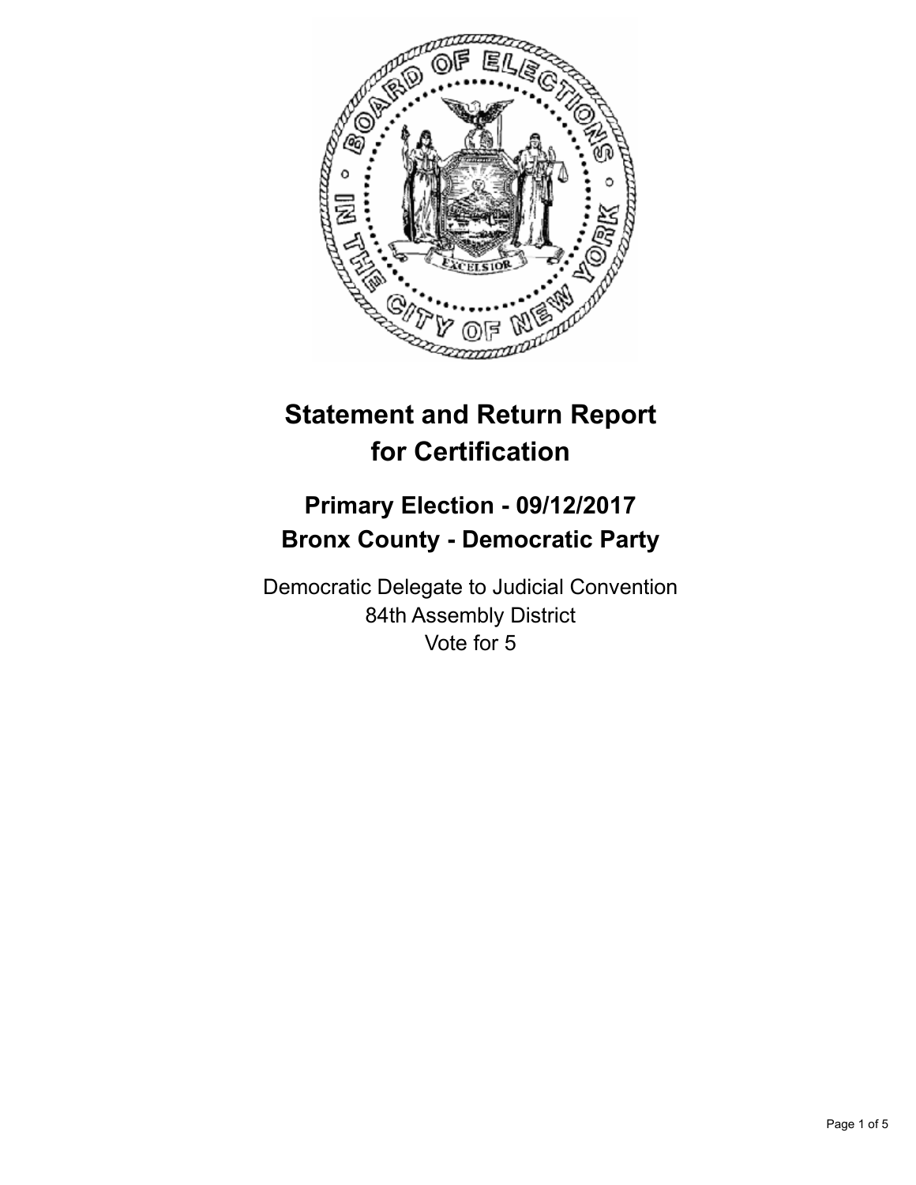# Statement and Return Report for Certification

## Primary Election - 09/12/2017
## Bronx County - Democratic Party

Democratic Delegate to Judicial Convention
84th Assembly District
Vote for 5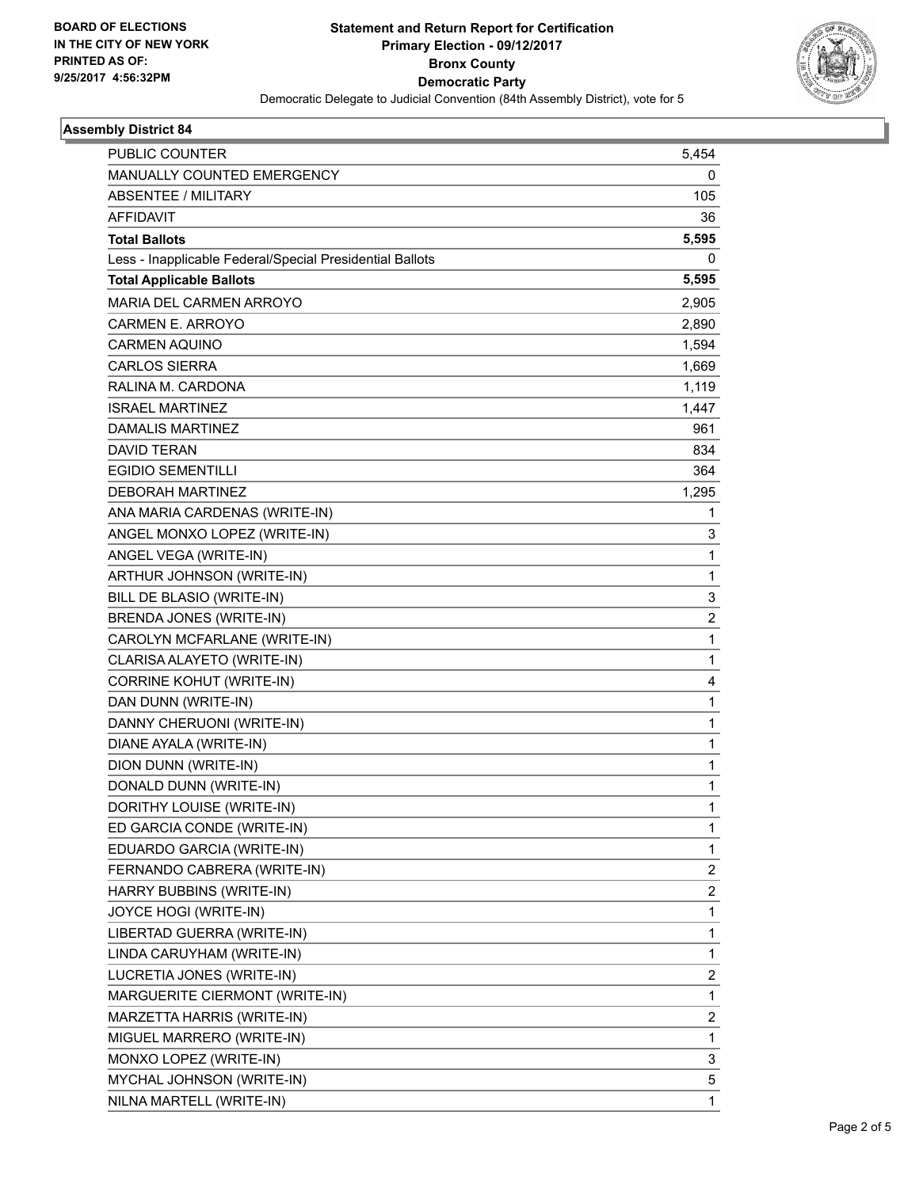BOARD OF ELECTIONS
IN THE CITY OF NEW YORK
PRINTED AS OF:
9/25/2017 4:56:32PM

**Statement and Return Report for Certification**
**Primary Election - 09/12/2017**
**Bronx County**
**Democratic Party**
Democratic Delegate to Judicial Convention (84th Assembly District), vote for 5

**Assembly District 84**

| | |
|---|---|
| PUBLIC COUNTER | 5,454 |
| MANUALLY COUNTED EMERGENCY | 0 |
| ABSENTEE / MILITARY | 105 |
| AFFIDAVIT | 36 |
| **Total Ballots** | **5,595** |
| Less - Inapplicable Federal/Special Presidential Ballots | 0 |
| **Total Applicable Ballots** | **5,595** |
| MARIA DEL CARMEN ARROYO | 2,905 |
| CARMEN E. ARROYO | 2,890 |
| CARMEN AQUINO | 1,594 |
| CARLOS SIERRA | 1,669 |
| RALINA M. CARDONA | 1,119 |
| ISRAEL MARTINEZ | 1,447 |
| DAMALIS MARTINEZ | 961 |
| DAVID TERAN | 834 |
| EGIDIO SEMENTILLI | 364 |
| DEBORAH MARTINEZ | 1,295 |
| ANA MARIA CARDENAS (WRITE-IN) | 1 |
| ANGEL MONXO LOPEZ (WRITE-IN) | 3 |
| ANGEL VEGA (WRITE-IN) | 1 |
| ARTHUR JOHNSON (WRITE-IN) | 1 |
| BILL DE BLASIO (WRITE-IN) | 3 |
| BRENDA JONES (WRITE-IN) | 2 |
| CAROLYN MCFARLANE (WRITE-IN) | 1 |
| CLARISA ALAYETO (WRITE-IN) | 1 |
| CORRINE KOHUT (WRITE-IN) | 4 |
| DAN DUNN (WRITE-IN) | 1 |
| DANNY CHERUONI (WRITE-IN) | 1 |
| DIANE AYALA (WRITE-IN) | 1 |
| DION DUNN (WRITE-IN) | 1 |
| DONALD DUNN (WRITE-IN) | 1 |
| DORITHY LOUISE (WRITE-IN) | 1 |
| ED GARCIA CONDE (WRITE-IN) | 1 |
| EDUARDO GARCIA (WRITE-IN) | 1 |
| FERNANDO CABRERA (WRITE-IN) | 2 |
| HARRY BUBBINS (WRITE-IN) | 2 |
| JOYCE HOGI (WRITE-IN) | 1 |
| LIBERTAD GUERRA (WRITE-IN) | 1 |
| LINDA CARUYHAM (WRITE-IN) | 1 |
| LUCRETIA JONES (WRITE-IN) | 2 |
| MARGUERITE CIERMONT (WRITE-IN) | 1 |
| MARZETTA HARRIS (WRITE-IN) | 2 |
| MIGUEL MARRERO (WRITE-IN) | 1 |
| MONXO LOPEZ (WRITE-IN) | 3 |
| MYCHAL JOHNSON (WRITE-IN) | 5 |
| NILNA MARTELL (WRITE-IN) | 1 |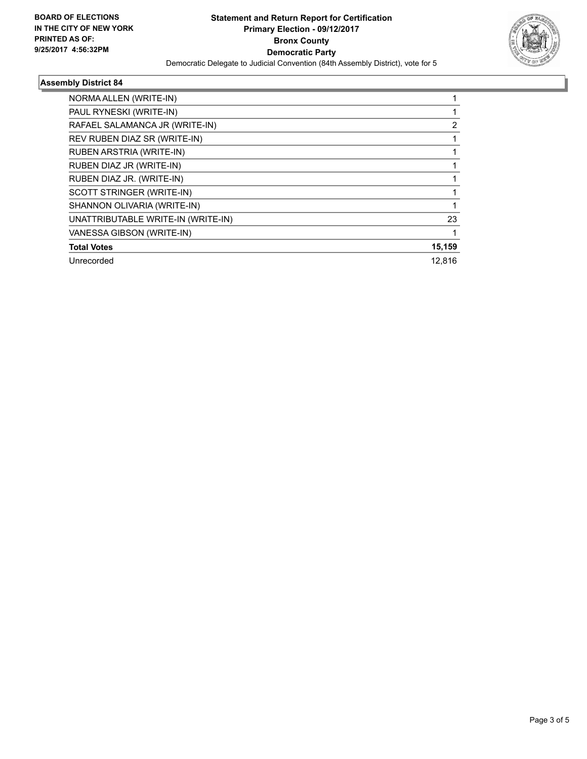**BOARD OF ELECTIONS IN THE CITY OF NEW YORK PRINTED AS OF: 9/25/2017 4:56:32PM**

**Statement and Return Report for Certification**
**Primary Election - 09/12/2017**
**Bronx County**
**Democratic Party**
Democratic Delegate to Judicial Convention (84th Assembly District), vote for 5

### Assembly District 84

| | |
|---|---|
| NORMA ALLEN (WRITE-IN) | 1 |
| PAUL RYNESKI (WRITE-IN) | 1 |
| RAFAEL SALAMANCA JR (WRITE-IN) | 2 |
| REV RUBEN DIAZ SR (WRITE-IN) | 1 |
| RUBEN ARSTRIA (WRITE-IN) | 1 |
| RUBEN DIAZ JR (WRITE-IN) | 1 |
| RUBEN DIAZ JR. (WRITE-IN) | 1 |
| SCOTT STRINGER (WRITE-IN) | 1 |
| SHANNON OLIVARIA (WRITE-IN) | 1 |
| UNATTRIBUTABLE WRITE-IN (WRITE-IN) | 23 |
| VANESSA GIBSON (WRITE-IN) | 1 |
| **Total Votes** | **15,159** |
| Unrecorded | 12,816 |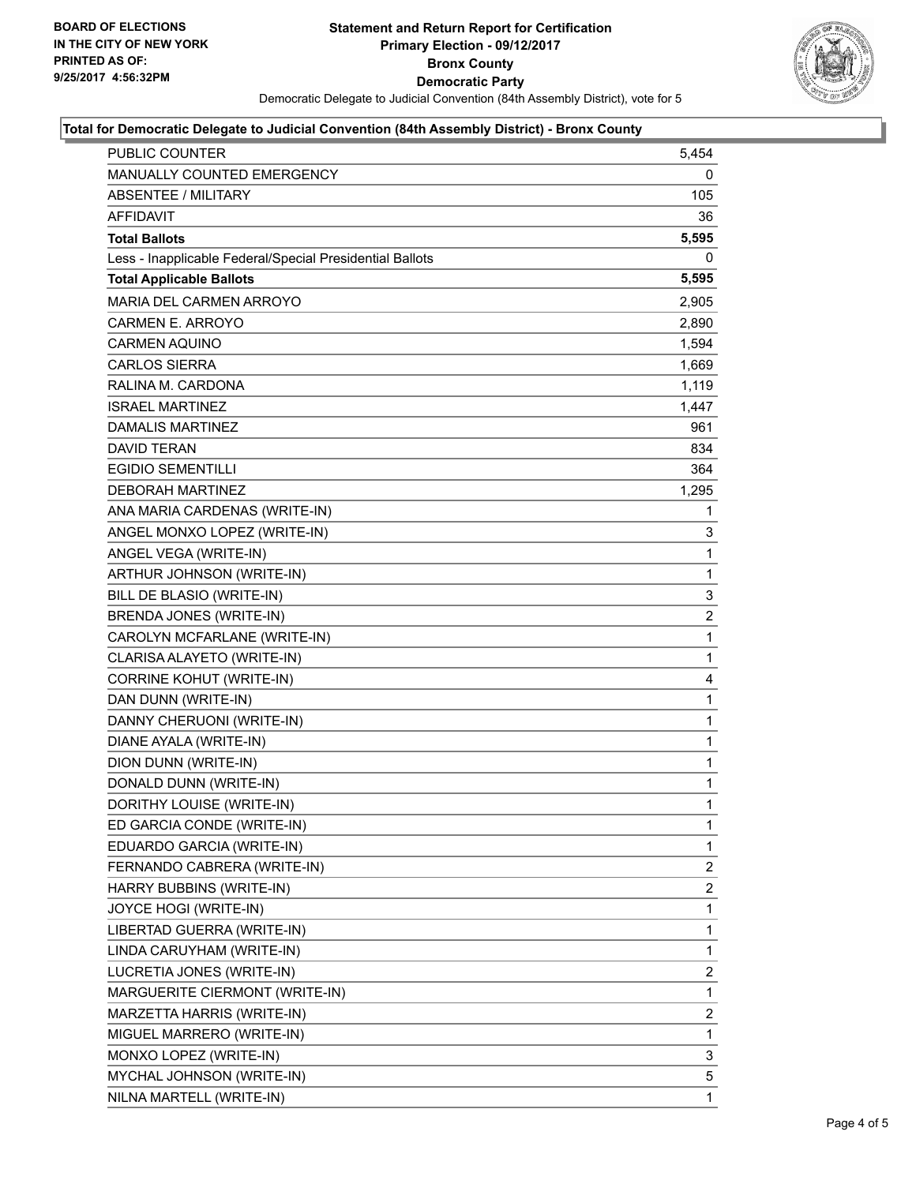BOARD OF ELECTIONS
IN THE CITY OF NEW YORK
PRINTED AS OF:
9/25/2017 4:56:32PM

**Statement and Return Report for Certification**
**Primary Election - 09/12/2017**
**Bronx County**
**Democratic Party**
Democratic Delegate to Judicial Convention (84th Assembly District), vote for 5

### Total for Democratic Delegate to Judicial Convention (84th Assembly District) - Bronx County

| | |
|---|---|
| PUBLIC COUNTER | 5,454 |
| MANUALLY COUNTED EMERGENCY | 0 |
| ABSENTEE / MILITARY | 105 |
| AFFIDAVIT | 36 |
| **Total Ballots** | **5,595** |
| Less - Inapplicable Federal/Special Presidential Ballots | 0 |
| **Total Applicable Ballots** | **5,595** |
| MARIA DEL CARMEN ARROYO | 2,905 |
| CARMEN E. ARROYO | 2,890 |
| CARMEN AQUINO | 1,594 |
| CARLOS SIERRA | 1,669 |
| RALINA M. CARDONA | 1,119 |
| ISRAEL MARTINEZ | 1,447 |
| DAMALIS MARTINEZ | 961 |
| DAVID TERAN | 834 |
| EGIDIO SEMENTILLI | 364 |
| DEBORAH MARTINEZ | 1,295 |
| ANA MARIA CARDENAS (WRITE-IN) | 1 |
| ANGEL MONXO LOPEZ (WRITE-IN) | 3 |
| ANGEL VEGA (WRITE-IN) | 1 |
| ARTHUR JOHNSON (WRITE-IN) | 1 |
| BILL DE BLASIO (WRITE-IN) | 3 |
| BRENDA JONES (WRITE-IN) | 2 |
| CAROLYN MCFARLANE (WRITE-IN) | 1 |
| CLARISA ALAYETO (WRITE-IN) | 1 |
| CORRINE KOHUT (WRITE-IN) | 4 |
| DAN DUNN (WRITE-IN) | 1 |
| DANNY CHERUONI (WRITE-IN) | 1 |
| DIANE AYALA (WRITE-IN) | 1 |
| DION DUNN (WRITE-IN) | 1 |
| DONALD DUNN (WRITE-IN) | 1 |
| DORITHY LOUISE (WRITE-IN) | 1 |
| ED GARCIA CONDE (WRITE-IN) | 1 |
| EDUARDO GARCIA (WRITE-IN) | 1 |
| FERNANDO CABRERA (WRITE-IN) | 2 |
| HARRY BUBBINS (WRITE-IN) | 2 |
| JOYCE HOGI (WRITE-IN) | 1 |
| LIBERTAD GUERRA (WRITE-IN) | 1 |
| LINDA CARUYHAM (WRITE-IN) | 1 |
| LUCRETIA JONES (WRITE-IN) | 2 |
| MARGUERITE CIERMONT (WRITE-IN) | 1 |
| MARZETTA HARRIS (WRITE-IN) | 2 |
| MIGUEL MARRERO (WRITE-IN) | 1 |
| MONXO LOPEZ (WRITE-IN) | 3 |
| MYCHAL JOHNSON (WRITE-IN) | 5 |
| NILNA MARTELL (WRITE-IN) | 1 |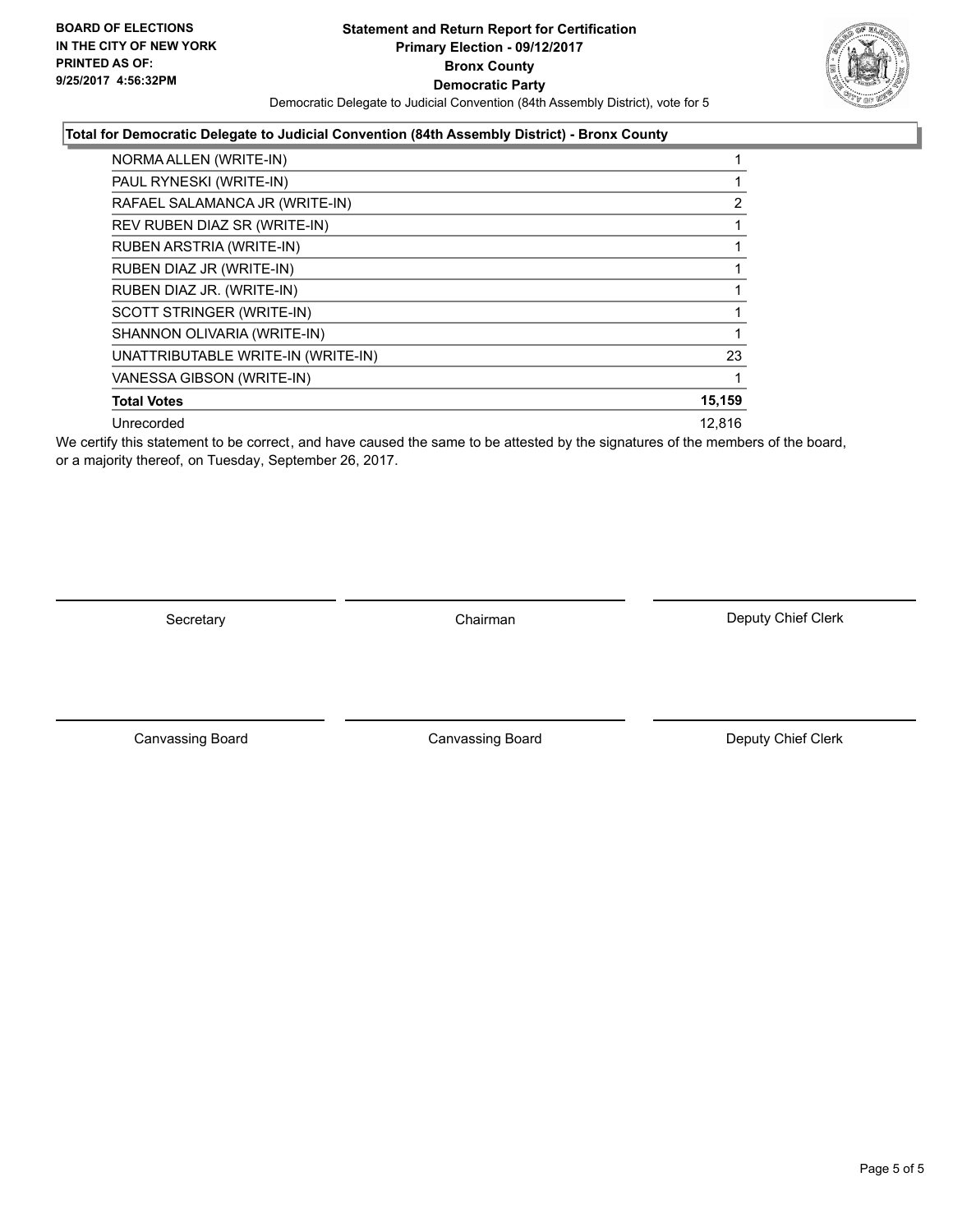**BOARD OF ELECTIONS IN THE CITY OF NEW YORK PRINTED AS OF: 9/25/2017 4:56:32PM**

**Statement and Return Report for Certification**
**Primary Election - 09/12/2017**
**Bronx County**
**Democratic Party**

Democratic Delegate to Judicial Convention (84th Assembly District), vote for 5

**Total for Democratic Delegate to Judicial Convention (84th Assembly District) - Bronx County**

| | |
|---|---|
| NORMA ALLEN (WRITE-IN) | 1 |
| PAUL RYNESKI (WRITE-IN) | 1 |
| RAFAEL SALAMANCA JR (WRITE-IN) | 2 |
| REV RUBEN DIAZ SR (WRITE-IN) | 1 |
| RUBEN ARSTRIA (WRITE-IN) | 1 |
| RUBEN DIAZ JR (WRITE-IN) | 1 |
| RUBEN DIAZ JR. (WRITE-IN) | 1 |
| SCOTT STRINGER (WRITE-IN) | 1 |
| SHANNON OLIVARIA (WRITE-IN) | 1 |
| UNATTRIBUTABLE WRITE-IN (WRITE-IN) | 23 |
| VANESSA GIBSON (WRITE-IN) | 1 |
| **Total Votes** | **15,159** |
| Unrecorded | 12,816 |

We certify this statement to be correct, and have caused the same to be attested by the signatures of the members of the board, or a majority thereof, on Tuesday, September 26, 2017.

Secretary

Chairman

Deputy Chief Clerk

Canvassing Board

Canvassing Board

Deputy Chief Clerk